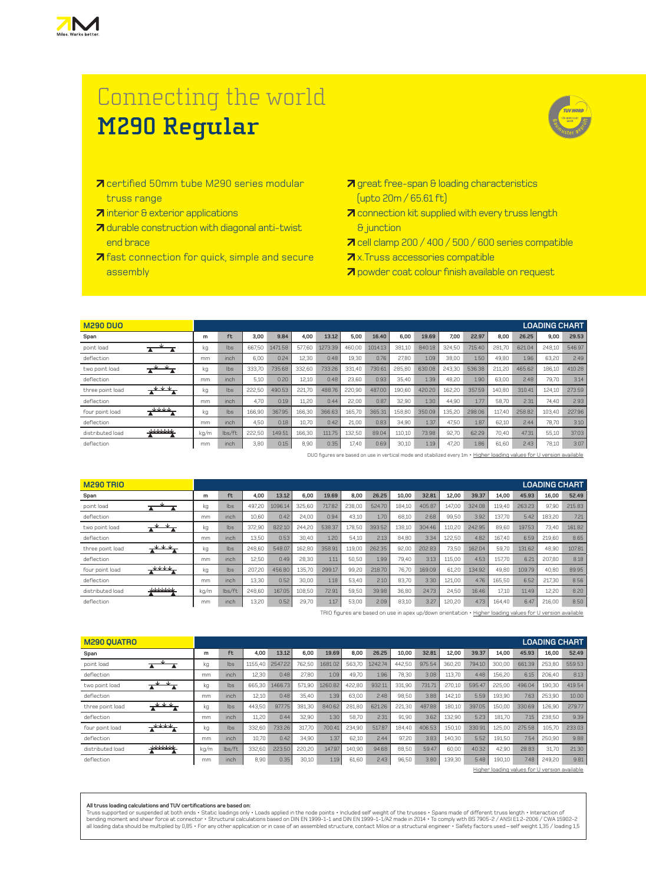# Connecting the world
# M290 Regular

- certified 50mm tube M290 series modular truss range
- interior & exterior applications
- durable construction with diagonal anti-twist end brace
- fast connection for quick, simple and secure assembly
- great free-span & loading characteristics (upto 20m / 65.61 ft)
- connection kit supplied with every truss length & junction
- cell clamp 200 / 400 / 500 / 600 series compatible
- x.Truss accessories compatible
- powder coat colour finish available on request

## M290 DUO — LOADING CHART

| Span | m | ft | 3,00 | 9.84 | 4,00 | 13.12 | 5,00 | 16.40 | 6,00 | 19.69 | 7,00 | 22.97 | 8,00 | 26.25 | 9,00 | 29.53 |
|---|---|---|---|---|---|---|---|---|---|---|---|---|---|---|---|---|
| point load | kg | lbs | 667,50 | 1471.58 | 577,60 | 1273.39 | 460,00 | 1014.13 | 381,10 | 840.18 | 324,50 | 715.40 | 281,70 | 621.04 | 248,10 | 546.97 |
| deflection | mm | inch | 6,00 | 0.24 | 12,30 | 0.48 | 19,30 | 0.76 | 27,80 | 1.09 | 38,00 | 1.50 | 49,80 | 1.96 | 63,20 | 2.49 |
| two point load | kg | lbs | 333,70 | 735.68 | 332,60 | 733.26 | 331,40 | 730.61 | 285,80 | 630.08 | 243,30 | 536.38 | 211,20 | 465.62 | 186,10 | 410.28 |
| deflection | mm | inch | 5,10 | 0.20 | 12,10 | 0.48 | 23,60 | 0.93 | 35,40 | 1.39 | 48,20 | 1.90 | 63,00 | 2.48 | 79,70 | 3.14 |
| three point load | kg | lbs | 222,50 | 490.53 | 221,70 | 488.76 | 220,90 | 487.00 | 190,60 | 420.20 | 162,20 | 357.59 | 140,80 | 310.41 | 124,10 | 273.59 |
| deflection | mm | inch | 4,70 | 0.19 | 11,20 | 0.44 | 22,00 | 0.87 | 32,90 | 1.30 | 44,90 | 1.77 | 58,70 | 2.31 | 74,40 | 2.93 |
| four point load | kg | lbs | 166,90 | 367.95 | 166,30 | 366.63 | 165,70 | 365.31 | 158,80 | 350.09 | 135,20 | 298.06 | 117,40 | 258.82 | 103,40 | 227.96 |
| deflection | mm | inch | 4,50 | 0.18 | 10,70 | 0.42 | 21,00 | 0.83 | 34,90 | 1.37 | 47,50 | 1.87 | 62,10 | 2.44 | 78,70 | 3.10 |
| distributed load | kg/m | lbs/ft | 222,50 | 149.51 | 166,30 | 111.75 | 132,50 | 89.04 | 110,10 | 73.98 | 92,70 | 62.29 | 70,40 | 47.31 | 55,10 | 37.03 |
| deflection | mm | inch | 3,80 | 0.15 | 8,90 | 0.35 | 17,40 | 0.69 | 30,10 | 1.19 | 47,20 | 1.86 | 61,60 | 2.43 | 78,10 | 3.07 |

DUO figures are based on use in vertical mode and stabilized every 1m • Higher loading values for U version available

## M290 TRIO — LOADING CHART

| Span | m | ft | 4,00 | 13.12 | 6,00 | 19.69 | 8,00 | 26.25 | 10,00 | 32.81 | 12,00 | 39.37 | 14,00 | 45.93 | 16,00 | 52.49 |
|---|---|---|---|---|---|---|---|---|---|---|---|---|---|---|---|---|
| point load | kg | lbs | 497,20 | 1096.14 | 325,60 | 717.82 | 238,00 | 524.70 | 184,10 | 405.87 | 147,00 | 324.08 | 119,40 | 263.23 | 97,90 | 215.83 |
| deflection | mm | inch | 10,60 | 0.42 | 24,00 | 0.94 | 43,10 | 1.70 | 68,10 | 2.68 | 99,50 | 3.92 | 137,70 | 5.42 | 183,20 | 7.21 |
| two point load | kg | lbs | 372,90 | 822.10 | 244,20 | 538.37 | 178,50 | 393.52 | 138,10 | 304.46 | 110,20 | 242.95 | 89,60 | 197.53 | 73,40 | 161.82 |
| deflection | mm | inch | 13,50 | 0.53 | 30,40 | 1.20 | 54,10 | 2.13 | 84,80 | 3.34 | 122,50 | 4.82 | 167,40 | 6.59 | 219,60 | 8.65 |
| three point load | kg | lbs | 248,60 | 548.07 | 162,80 | 358.91 | 119,00 | 262.35 | 92,00 | 202.83 | 73,50 | 162.04 | 59,70 | 131.62 | 48,90 | 107.81 |
| deflection | mm | inch | 12,50 | 0.49 | 28,30 | 1.11 | 50,50 | 1.99 | 79,40 | 3.13 | 115,00 | 4.53 | 157,70 | 6.21 | 207,80 | 8.18 |
| four point load | kg | lbs | 207,20 | 456.80 | 135,70 | 299.17 | 99,20 | 218.70 | 76,70 | 169.09 | 61,20 | 134.92 | 49,80 | 109.79 | 40,80 | 89.95 |
| deflection | mm | inch | 13,30 | 0.52 | 30,00 | 1.18 | 53,40 | 2.10 | 83,70 | 3.30 | 121,00 | 4.76 | 165,50 | 6.52 | 217,30 | 8.56 |
| distributed load | kg/m | lbs/ft | 248,60 | 167.05 | 108,50 | 72.91 | 59,50 | 39.98 | 36,80 | 24.73 | 24,50 | 16.46 | 17,10 | 11.49 | 12,20 | 8.20 |
| deflection | mm | inch | 13,20 | 0.52 | 29,70 | 1.17 | 53,00 | 2.09 | 83,10 | 3.27 | 120,20 | 4.73 | 164,40 | 6.47 | 216,00 | 8.50 |

TRIO figures are based on use in apex up/down orientation • Higher loading values for U version available

## M290 QUATRO — LOADING CHART

| Span | m | ft | 4,00 | 13.12 | 6,00 | 19.69 | 8,00 | 26.25 | 10,00 | 32.81 | 12,00 | 39.37 | 14,00 | 45.93 | 16,00 | 52.49 |
|---|---|---|---|---|---|---|---|---|---|---|---|---|---|---|---|---|
| point load | kg | lbs | 1155,40 | 2547.22 | 762,50 | 1681.02 | 563,70 | 1242.74 | 442,50 | 975.54 | 360,20 | 794.10 | 300,00 | 661.39 | 253,80 | 559.53 |
| deflection | mm | inch | 12,30 | 0.48 | 27,80 | 1.09 | 49,70 | 1.96 | 78,30 | 3.08 | 113,70 | 4.48 | 156,20 | 6.15 | 206,40 | 8.13 |
| two point load | kg | lbs | 665,30 | 1466.73 | 571,90 | 1260.82 | 422,80 | 932.11 | 331,90 | 731.71 | 270,10 | 595.47 | 225,00 | 496.04 | 190,30 | 419.54 |
| deflection | mm | inch | 12,10 | 0.48 | 35,40 | 1.39 | 63,00 | 2.48 | 98,50 | 3.88 | 142,10 | 5.59 | 193,90 | 7.63 | 253,90 | 10.00 |
| three point load | kg | lbs | 443,50 | 977.75 | 381,30 | 840.62 | 281,80 | 621.26 | 221,30 | 487.88 | 180,10 | 397.05 | 150,00 | 330.69 | 126,90 | 279.77 |
| deflection | mm | inch | 11,20 | 0.44 | 32,90 | 1.30 | 58,70 | 2.31 | 91,90 | 3.62 | 132,90 | 5.23 | 181,70 | 7.15 | 238,50 | 9.39 |
| four point load | kg | lbs | 332,60 | 733.26 | 317,70 | 700.41 | 234,90 | 517.87 | 184,40 | 406.53 | 150,10 | 330.91 | 125,00 | 275.58 | 105,70 | 233.03 |
| deflection | mm | inch | 10,70 | 0.42 | 34,90 | 1.37 | 62,10 | 2.44 | 97,20 | 3.83 | 140,30 | 5.52 | 191,50 | 7.54 | 250,90 | 9.88 |
| distributed load | kg/m | lbs/ft | 332,60 | 223.50 | 220,20 | 147.97 | 140,90 | 94.68 | 88,50 | 59.47 | 60,00 | 40.32 | 42,90 | 28.83 | 31,70 | 21.30 |
| deflection | mm | inch | 8,90 | 0.35 | 30,10 | 1.19 | 61,60 | 2.43 | 96,50 | 3.80 | 139,30 | 5.48 | 190,10 | 7.48 | 249,20 | 9.81 |

Higher loading values for U version available

**All truss loading calculations and TUV certifications are based on:**
Truss supported or suspended at both ends • Static loadings only • Loads applied in the node points • Included self weight of the trusses • Spans made of different truss length • Interaction of bending moment and shear force at connector • Structural calculations based on DIN EN 1999-1-1 and DIN EN 1999-1-1/A2 made in 2014 • To comply with BS 7905-2 / ANSI E1.2-2006 / CWA 15902-2 all loading data should be multiplied by 0,85 • For any other application or in case of an assembled structure, contact Milos or a structural engineer • Safety factors used – self weight 1,35 / loading 1,5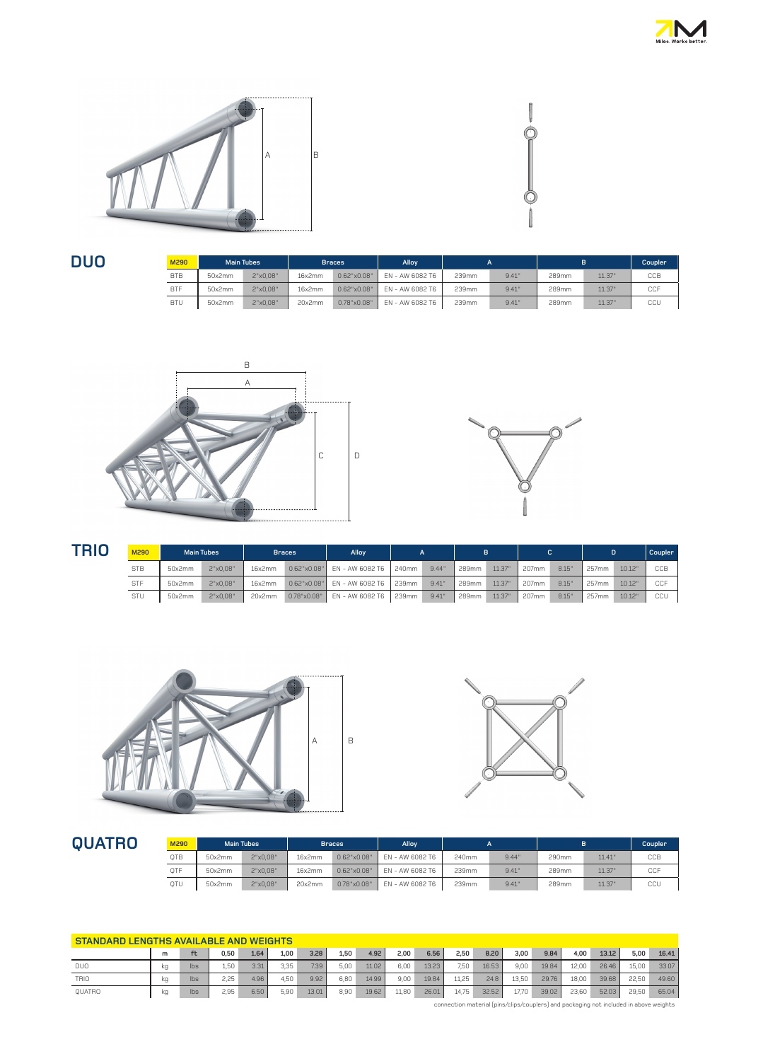## DUO

| M290 | Main Tubes | | Braces | | Alloy | A | | B | | Coupler |
|---|---|---|---|---|---|---|---|---|---|---|
| BTB | 50x2mm | 2"x0,08" | 16x2mm | 0.62"x0.08" | EN - AW 6082 T6 | 239mm | 9.41" | 289mm | 11.37" | CCB |
| BTF | 50x2mm | 2"x0,08" | 16x2mm | 0.62"x0.08" | EN - AW 6082 T6 | 239mm | 9.41" | 289mm | 11.37" | CCF |
| BTU | 50x2mm | 2"x0,08" | 20x2mm | 0.78"x0.08" | EN - AW 6082 T6 | 239mm | 9.41" | 289mm | 11.37" | CCU |

## TRIO

| M290 | Main Tubes | | Braces | | Alloy | A | | B | | C | | D | | Coupler |
|---|---|---|---|---|---|---|---|---|---|---|---|---|---|---|
| STB | 50x2mm | 2"x0,08" | 16x2mm | 0.62"x0.08" | EN - AW 6082 T6 | 240mm | 9.44" | 289mm | 11.37" | 207mm | 8.15" | 257mm | 10.12" | CCB |
| STF | 50x2mm | 2"x0,08" | 16x2mm | 0.62"x0.08" | EN - AW 6082 T6 | 239mm | 9.41" | 289mm | 11.37" | 207mm | 8.15" | 257mm | 10.12" | CCF |
| STU | 50x2mm | 2"x0,08" | 20x2mm | 0.78"x0.08" | EN - AW 6082 T6 | 239mm | 9.41" | 289mm | 11.37" | 207mm | 8.15" | 257mm | 10.12" | CCU |

## QUATRO

| M290 | Main Tubes | | Braces | | Alloy | A | | B | | Coupler |
|---|---|---|---|---|---|---|---|---|---|---|
| QTB | 50x2mm | 2"x0,08" | 16x2mm | 0.62"x0.08" | EN - AW 6082 T6 | 240mm | 9.44" | 290mm | 11.41" | CCB |
| QTF | 50x2mm | 2"x0,08" | 16x2mm | 0.62"x0.08" | EN - AW 6082 T6 | 239mm | 9.41" | 289mm | 11.37" | CCF |
| QTU | 50x2mm | 2"x0,08" | 20x2mm | 0.78"x0.08" | EN - AW 6082 T6 | 239mm | 9.41" | 289mm | 11.37" | CCU |

## STANDARD LENGTHS AVAILABLE AND WEIGHTS

| | m | ft | 0,50 | 1.64 | 1,00 | 3.28 | 1,50 | 4.92 | 2,00 | 6.56 | 2,50 | 8.20 | 3,00 | 9.84 | 4,00 | 13.12 | 5,00 | 16.41 |
|---|---|---|---|---|---|---|---|---|---|---|---|---|---|---|---|---|---|---|
| DUO | kg | lbs | 1,50 | 3.31 | 3,35 | 7.39 | 5,00 | 11.02 | 6,00 | 13.23 | 7,50 | 16.53 | 9,00 | 19.84 | 12,00 | 26.46 | 15,00 | 33.07 |
| TRIO | kg | lbs | 2,25 | 4.96 | 4,50 | 9.92 | 6,80 | 14.99 | 9,00 | 19.84 | 11,25 | 24.8 | 13,50 | 29.76 | 18,00 | 39.68 | 22,50 | 49.60 |
| QUATRO | kg | lbs | 2,95 | 6.50 | 5,90 | 13.01 | 8,90 | 19.62 | 11,80 | 26.01 | 14,75 | 32.52 | 17,70 | 39.02 | 23,60 | 52.03 | 29,50 | 65.04 |

connection material (pins/clips/couplers) and packaging not included in above weights